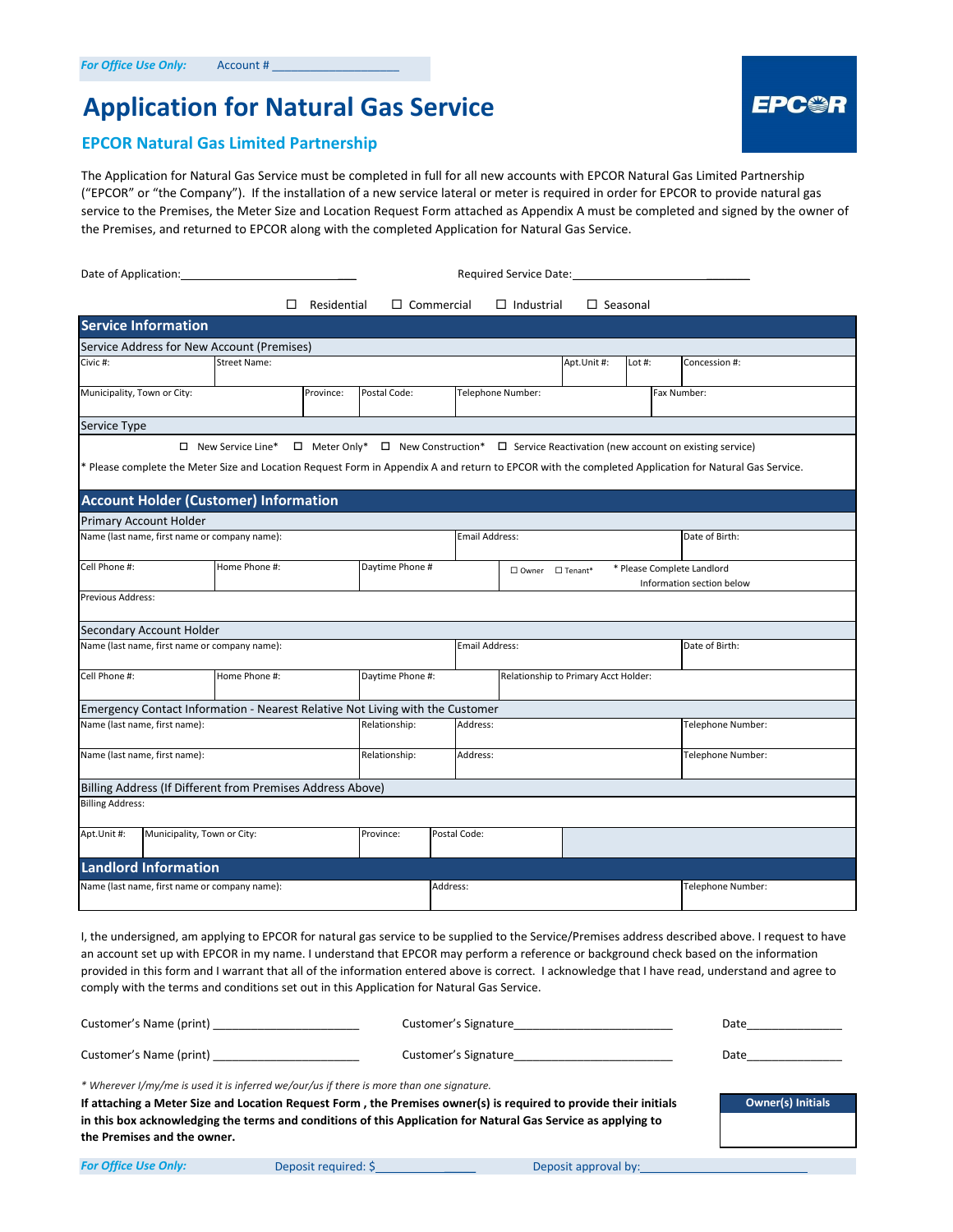*For Office Use Only:* Account # ___________________

# Application for Natural Gas Service

## EPCOR Natural Gas Limited Partnership

EPCOR

The Application for Natural Gas Service must be completed in full for all new accounts with EPCOR Natural Gas Limited Partnership ("EPCOR" or "the Company"). If the installation of a new service lateral or meter is required in order for EPCOR to provide natural gas service to the Premises, the Meter Size and Location Request Form attached as Appendix A must be completed and signed by the owner of the Premises, and returned to EPCOR along with the completed Application for Natural Gas Service.

Date of Application:______________________________ Required Service Date:_____________________________

☐ Residential ☐ Commercial ☐ Industrial ☐ Seasonal

## Service Information

**Service Address for New Account (Premises)**

| Civic #: | Street Name: | | | Apt.Unit #: | Lot #: | Concession #: |
|---|---|---|---|---|---|---|
| Municipality, Town or City: | | Province: | Postal Code: | Telephone Number: | | Fax Number: |

**Service Type**

☐ New Service Line* ☐ Meter Only* ☐ New Construction* ☐ Service Reactivation (new account on existing service)

* Please complete the Meter Size and Location Request Form in Appendix A and return to EPCOR with the completed Application for Natural Gas Service.

## Account Holder (Customer) Information

**Primary Account Holder**

| Name (last name, first name or company name): | | | Email Address: | Date of Birth: |
|---|---|---|---|---|
| Cell Phone #: | Home Phone #: | Daytime Phone # | ☐ Owner ☐ Tenant* * Please Complete Landlord Information section below | |
| Previous Address: | | | | |

**Secondary Account Holder**

| Name (last name, first name or company name): | | | Email Address: | Date of Birth: |
|---|---|---|---|---|
| Cell Phone #: | Home Phone #: | Daytime Phone #: | Relationship to Primary Acct Holder: | |

**Emergency Contact Information - Nearest Relative Not Living with the Customer**

| Name (last name, first name): | Relationship: | Address: | Telephone Number: |
|---|---|---|---|
| Name (last name, first name): | Relationship: | Address: | Telephone Number: |

**Billing Address (If Different from Premises Address Above)**

| Billing Address: | | | |
|---|---|---|---|
| Apt.Unit #: | Municipality, Town or City: | Province: | Postal Code: |

## Landlord Information

| Name (last name, first name or company name): | Address: | Telephone Number: |
|---|---|---|
| | | |

I, the undersigned, am applying to EPCOR for natural gas service to be supplied to the Service/Premises address described above. I request to have an account set up with EPCOR in my name. I understand that EPCOR may perform a reference or background check based on the information provided in this form and I warrant that all of the information entered above is correct. I acknowledge that I have read, understand and agree to comply with the terms and conditions set out in this Application for Natural Gas Service.

Customer's Name (print) ______________________ Customer's Signature________________________ Date______________

Customer's Name (print) ______________________ Customer's Signature________________________ Date______________

*\* Wherever I/my/me is used it is inferred we/our/us if there is more than one signature.*

**If attaching a Meter Size and Location Request Form, the Premises owner(s) is required to provide their initials in this box acknowledging the terms and conditions of this Application for Natural Gas Service as applying to the Premises and the owner.**

| Owner(s) Initials |
|---|
| |

*For Office Use Only:* Deposit required: $_________________ Deposit approval by:_________________________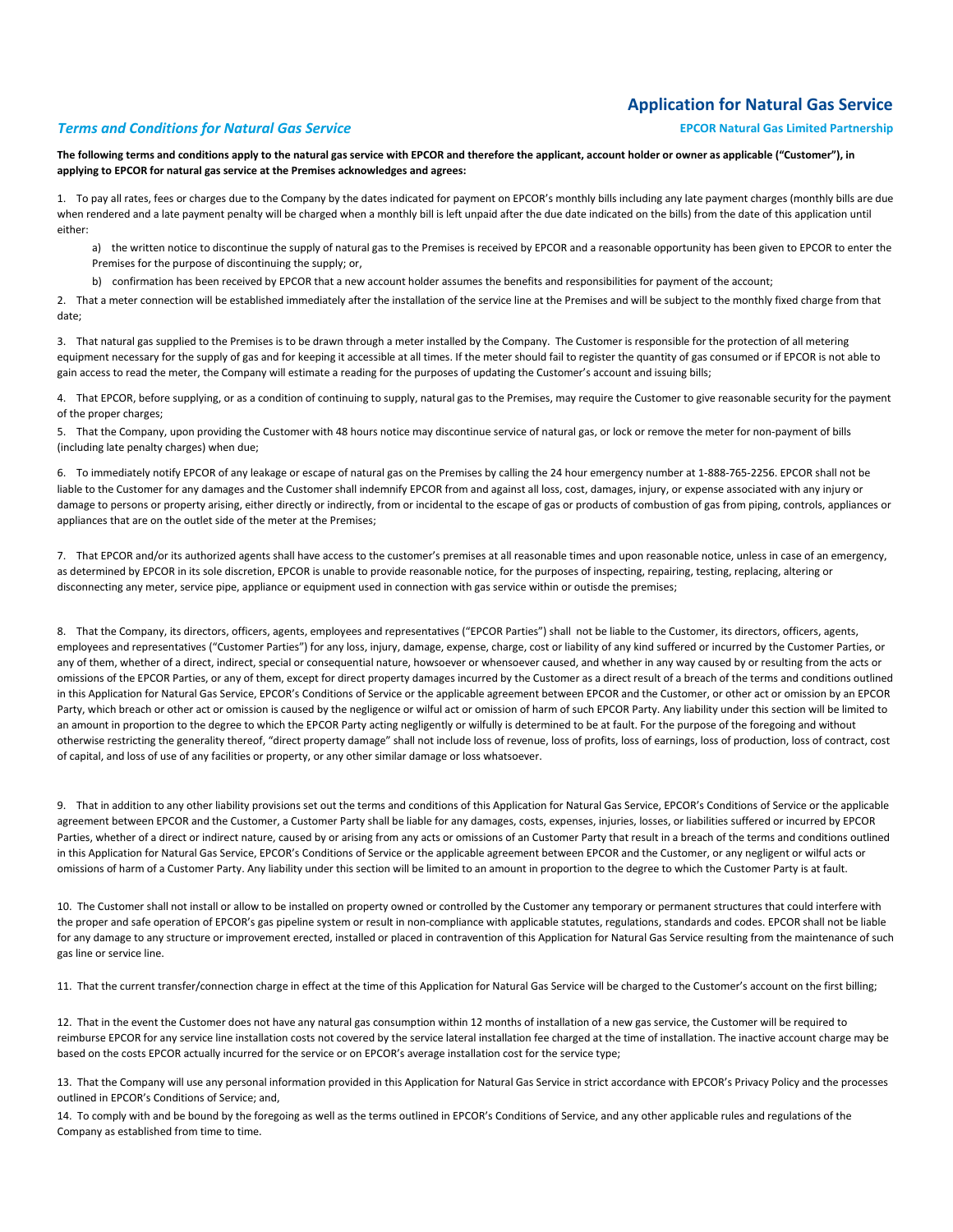# Application for Natural Gas Service

***Terms and Conditions for Natural Gas Service***

**EPCOR Natural Gas Limited Partnership**

**The following terms and conditions apply to the natural gas service with EPCOR and therefore the applicant, account holder or owner as applicable ("Customer"), in applying to EPCOR for natural gas service at the Premises acknowledges and agrees:**

1. To pay all rates, fees or charges due to the Company by the dates indicated for payment on EPCOR's monthly bills including any late payment charges (monthly bills are due when rendered and a late payment penalty will be charged when a monthly bill is left unpaid after the due date indicated on the bills) from the date of this application until either:

   a) the written notice to discontinue the supply of natural gas to the Premises is received by EPCOR and a reasonable opportunity has been given to EPCOR to enter the Premises for the purpose of discontinuing the supply; or,

   b) confirmation has been received by EPCOR that a new account holder assumes the benefits and responsibilities for payment of the account;

2. That a meter connection will be established immediately after the installation of the service line at the Premises and will be subject to the monthly fixed charge from that date;

3. That natural gas supplied to the Premises is to be drawn through a meter installed by the Company. The Customer is responsible for the protection of all metering equipment necessary for the supply of gas and for keeping it accessible at all times. If the meter should fail to register the quantity of gas consumed or if EPCOR is not able to gain access to read the meter, the Company will estimate a reading for the purposes of updating the Customer's account and issuing bills;

4. That EPCOR, before supplying, or as a condition of continuing to supply, natural gas to the Premises, may require the Customer to give reasonable security for the payment of the proper charges;

5. That the Company, upon providing the Customer with 48 hours notice may discontinue service of natural gas, or lock or remove the meter for non-payment of bills (including late penalty charges) when due;

6. To immediately notify EPCOR of any leakage or escape of natural gas on the Premises by calling the 24 hour emergency number at 1-888-765-2256. EPCOR shall not be liable to the Customer for any damages and the Customer shall indemnify EPCOR from and against all loss, cost, damages, injury, or expense associated with any injury or damage to persons or property arising, either directly or indirectly, from or incidental to the escape of gas or products of combustion of gas from piping, controls, appliances or appliances that are on the outlet side of the meter at the Premises;

7. That EPCOR and/or its authorized agents shall have access to the customer's premises at all reasonable times and upon reasonable notice, unless in case of an emergency, as determined by EPCOR in its sole discretion, EPCOR is unable to provide reasonable notice, for the purposes of inspecting, repairing, testing, replacing, altering or disconnecting any meter, service pipe, appliance or equipment used in connection with gas service within or outisde the premises;

8. That the Company, its directors, officers, agents, employees and representatives ("EPCOR Parties") shall not be liable to the Customer, its directors, officers, agents, employees and representatives ("Customer Parties") for any loss, injury, damage, expense, charge, cost or liability of any kind suffered or incurred by the Customer Parties, or any of them, whether of a direct, indirect, special or consequential nature, howsoever or whensoever caused, and whether in any way caused by or resulting from the acts or omissions of the EPCOR Parties, or any of them, except for direct property damages incurred by the Customer as a direct result of a breach of the terms and conditions outlined in this Application for Natural Gas Service, EPCOR's Conditions of Service or the applicable agreement between EPCOR and the Customer, or other act or omission by an EPCOR Party, which breach or other act or omission is caused by the negligence or wilful act or omission of harm of such EPCOR Party. Any liability under this section will be limited to an amount in proportion to the degree to which the EPCOR Party acting negligently or wilfully is determined to be at fault. For the purpose of the foregoing and without otherwise restricting the generality thereof, "direct property damage" shall not include loss of revenue, loss of profits, loss of earnings, loss of production, loss of contract, cost of capital, and loss of use of any facilities or property, or any other similar damage or loss whatsoever.

9. That in addition to any other liability provisions set out the terms and conditions of this Application for Natural Gas Service, EPCOR's Conditions of Service or the applicable agreement between EPCOR and the Customer, a Customer Party shall be liable for any damages, costs, expenses, injuries, losses, or liabilities suffered or incurred by EPCOR Parties, whether of a direct or indirect nature, caused by or arising from any acts or omissions of an Customer Party that result in a breach of the terms and conditions outlined in this Application for Natural Gas Service, EPCOR's Conditions of Service or the applicable agreement between EPCOR and the Customer, or any negligent or wilful acts or omissions of harm of a Customer Party. Any liability under this section will be limited to an amount in proportion to the degree to which the Customer Party is at fault.

10. The Customer shall not install or allow to be installed on property owned or controlled by the Customer any temporary or permanent structures that could interfere with the proper and safe operation of EPCOR's gas pipeline system or result in non-compliance with applicable statutes, regulations, standards and codes. EPCOR shall not be liable for any damage to any structure or improvement erected, installed or placed in contravention of this Application for Natural Gas Service resulting from the maintenance of such gas line or service line.

11. That the current transfer/connection charge in effect at the time of this Application for Natural Gas Service will be charged to the Customer's account on the first billing;

12. That in the event the Customer does not have any natural gas consumption within 12 months of installation of a new gas service, the Customer will be required to reimburse EPCOR for any service line installation costs not covered by the service lateral installation fee charged at the time of installation. The inactive account charge may be based on the costs EPCOR actually incurred for the service or on EPCOR's average installation cost for the service type;

13. That the Company will use any personal information provided in this Application for Natural Gas Service in strict accordance with EPCOR's Privacy Policy and the processes outlined in EPCOR's Conditions of Service; and,

14. To comply with and be bound by the foregoing as well as the terms outlined in EPCOR's Conditions of Service, and any other applicable rules and regulations of the Company as established from time to time.